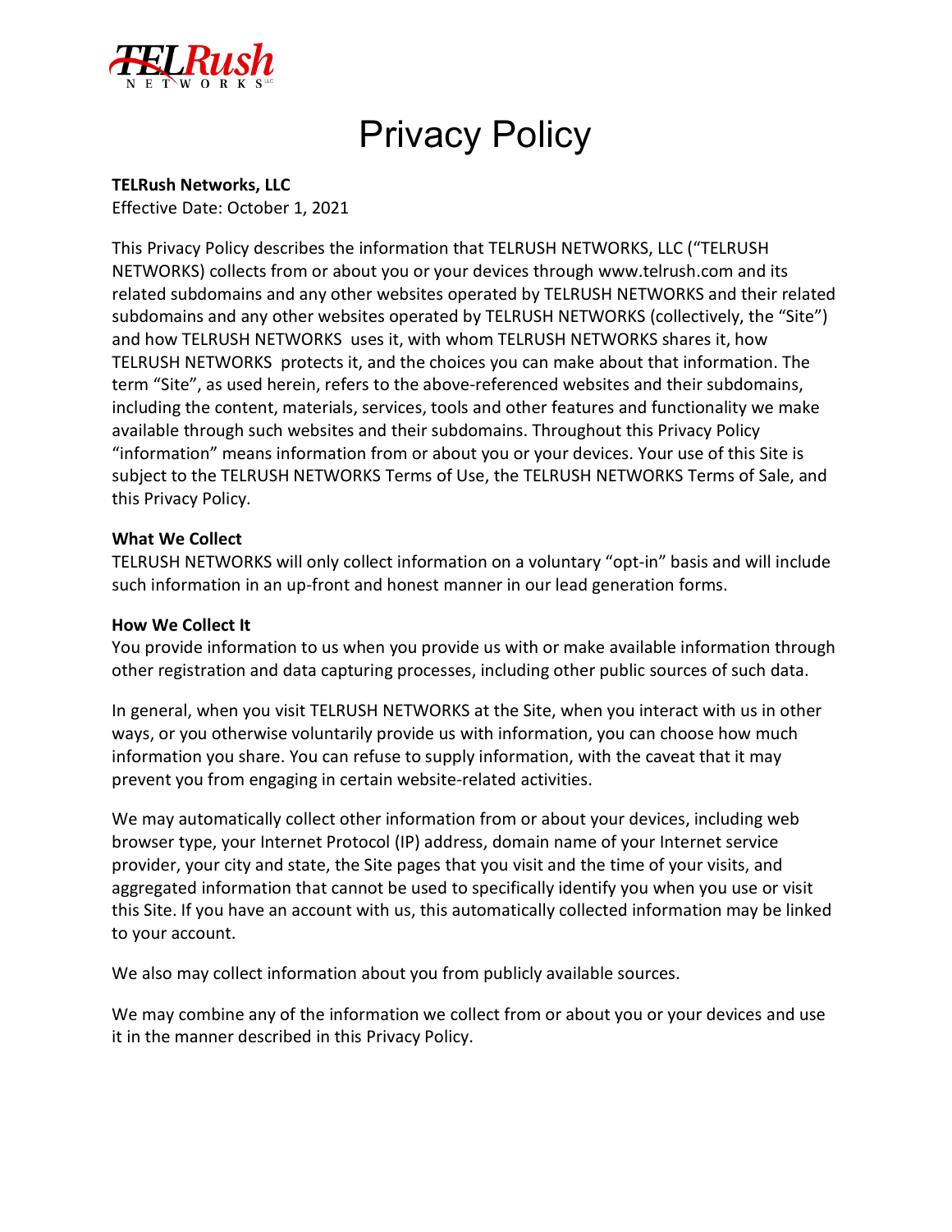# Privacy Policy

**TELRush Networks, LLC**
Effective Date: October 1, 2021

This Privacy Policy describes the information that TELRUSH NETWORKS, LLC ("TELRUSH NETWORKS) collects from or about you or your devices through www.telrush.com and its related subdomains and any other websites operated by TELRUSH NETWORKS and their related subdomains and any other websites operated by TELRUSH NETWORKS (collectively, the "Site") and how TELRUSH NETWORKS uses it, with whom TELRUSH NETWORKS shares it, how TELRUSH NETWORKS protects it, and the choices you can make about that information. The term "Site", as used herein, refers to the above-referenced websites and their subdomains, including the content, materials, services, tools and other features and functionality we make available through such websites and their subdomains. Throughout this Privacy Policy "information" means information from or about you or your devices. Your use of this Site is subject to the TELRUSH NETWORKS Terms of Use, the TELRUSH NETWORKS Terms of Sale, and this Privacy Policy.

**What We Collect**

TELRUSH NETWORKS will only collect information on a voluntary "opt-in" basis and will include such information in an up-front and honest manner in our lead generation forms.

**How We Collect It**

You provide information to us when you provide us with or make available information through other registration and data capturing processes, including other public sources of such data.

In general, when you visit TELRUSH NETWORKS at the Site, when you interact with us in other ways, or you otherwise voluntarily provide us with information, you can choose how much information you share. You can refuse to supply information, with the caveat that it may prevent you from engaging in certain website-related activities.

We may automatically collect other information from or about your devices, including web browser type, your Internet Protocol (IP) address, domain name of your Internet service provider, your city and state, the Site pages that you visit and the time of your visits, and aggregated information that cannot be used to specifically identify you when you use or visit this Site. If you have an account with us, this automatically collected information may be linked to your account.

We also may collect information about you from publicly available sources.

We may combine any of the information we collect from or about you or your devices and use it in the manner described in this Privacy Policy.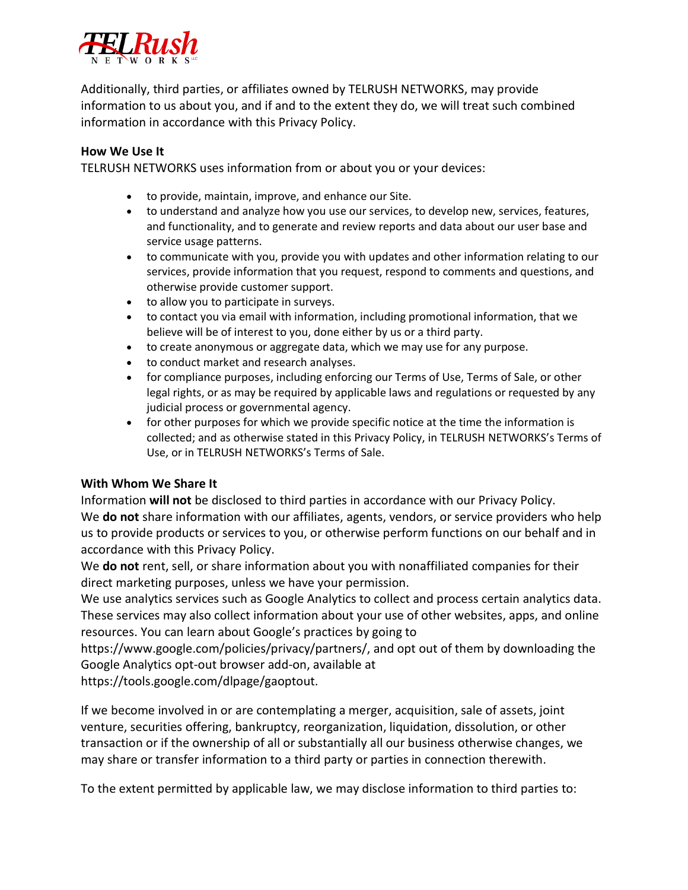Additionally, third parties, or affiliates owned by TELRUSH NETWORKS, may provide information to us about you, and if and to the extent they do, we will treat such combined information in accordance with this Privacy Policy.

**How We Use It**

TELRUSH NETWORKS uses information from or about you or your devices:

- to provide, maintain, improve, and enhance our Site.
- to understand and analyze how you use our services, to develop new, services, features, and functionality, and to generate and review reports and data about our user base and service usage patterns.
- to communicate with you, provide you with updates and other information relating to our services, provide information that you request, respond to comments and questions, and otherwise provide customer support.
- to allow you to participate in surveys.
- to contact you via email with information, including promotional information, that we believe will be of interest to you, done either by us or a third party.
- to create anonymous or aggregate data, which we may use for any purpose.
- to conduct market and research analyses.
- for compliance purposes, including enforcing our Terms of Use, Terms of Sale, or other legal rights, or as may be required by applicable laws and regulations or requested by any judicial process or governmental agency.
- for other purposes for which we provide specific notice at the time the information is collected; and as otherwise stated in this Privacy Policy, in TELRUSH NETWORKS's Terms of Use, or in TELRUSH NETWORKS's Terms of Sale.

**With Whom We Share It**

Information **will not** be disclosed to third parties in accordance with our Privacy Policy.
We **do not** share information with our affiliates, agents, vendors, or service providers who help us to provide products or services to you, or otherwise perform functions on our behalf and in accordance with this Privacy Policy.
We **do not** rent, sell, or share information about you with nonaffiliated companies for their direct marketing purposes, unless we have your permission.
We use analytics services such as Google Analytics to collect and process certain analytics data. These services may also collect information about your use of other websites, apps, and online resources. You can learn about Google's practices by going to https://www.google.com/policies/privacy/partners/, and opt out of them by downloading the Google Analytics opt-out browser add-on, available at https://tools.google.com/dlpage/gaoptout.

If we become involved in or are contemplating a merger, acquisition, sale of assets, joint venture, securities offering, bankruptcy, reorganization, liquidation, dissolution, or other transaction or if the ownership of all or substantially all our business otherwise changes, we may share or transfer information to a third party or parties in connection therewith.

To the extent permitted by applicable law, we may disclose information to third parties to: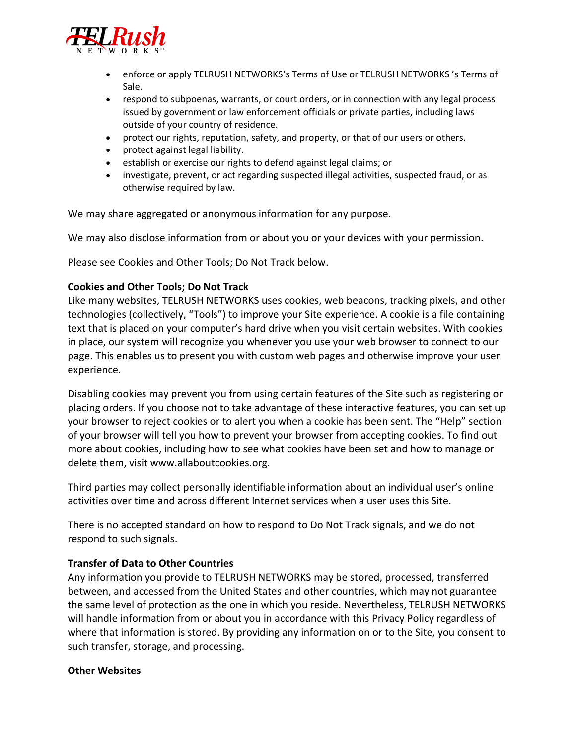- enforce or apply TELRUSH NETWORKS's Terms of Use or TELRUSH NETWORKS 's Terms of Sale.
- respond to subpoenas, warrants, or court orders, or in connection with any legal process issued by government or law enforcement officials or private parties, including laws outside of your country of residence.
- protect our rights, reputation, safety, and property, or that of our users or others.
- protect against legal liability.
- establish or exercise our rights to defend against legal claims; or
- investigate, prevent, or act regarding suspected illegal activities, suspected fraud, or as otherwise required by law.

We may share aggregated or anonymous information for any purpose.

We may also disclose information from or about you or your devices with your permission.

Please see Cookies and Other Tools; Do Not Track below.

**Cookies and Other Tools; Do Not Track**

Like many websites, TELRUSH NETWORKS uses cookies, web beacons, tracking pixels, and other technologies (collectively, "Tools") to improve your Site experience. A cookie is a file containing text that is placed on your computer's hard drive when you visit certain websites. With cookies in place, our system will recognize you whenever you use your web browser to connect to our page. This enables us to present you with custom web pages and otherwise improve your user experience.

Disabling cookies may prevent you from using certain features of the Site such as registering or placing orders. If you choose not to take advantage of these interactive features, you can set up your browser to reject cookies or to alert you when a cookie has been sent. The "Help" section of your browser will tell you how to prevent your browser from accepting cookies. To find out more about cookies, including how to see what cookies have been set and how to manage or delete them, visit www.allaboutcookies.org.

Third parties may collect personally identifiable information about an individual user's online activities over time and across different Internet services when a user uses this Site.

There is no accepted standard on how to respond to Do Not Track signals, and we do not respond to such signals.

**Transfer of Data to Other Countries**

Any information you provide to TELRUSH NETWORKS may be stored, processed, transferred between, and accessed from the United States and other countries, which may not guarantee the same level of protection as the one in which you reside. Nevertheless, TELRUSH NETWORKS will handle information from or about you in accordance with this Privacy Policy regardless of where that information is stored. By providing any information on or to the Site, you consent to such transfer, storage, and processing.

**Other Websites**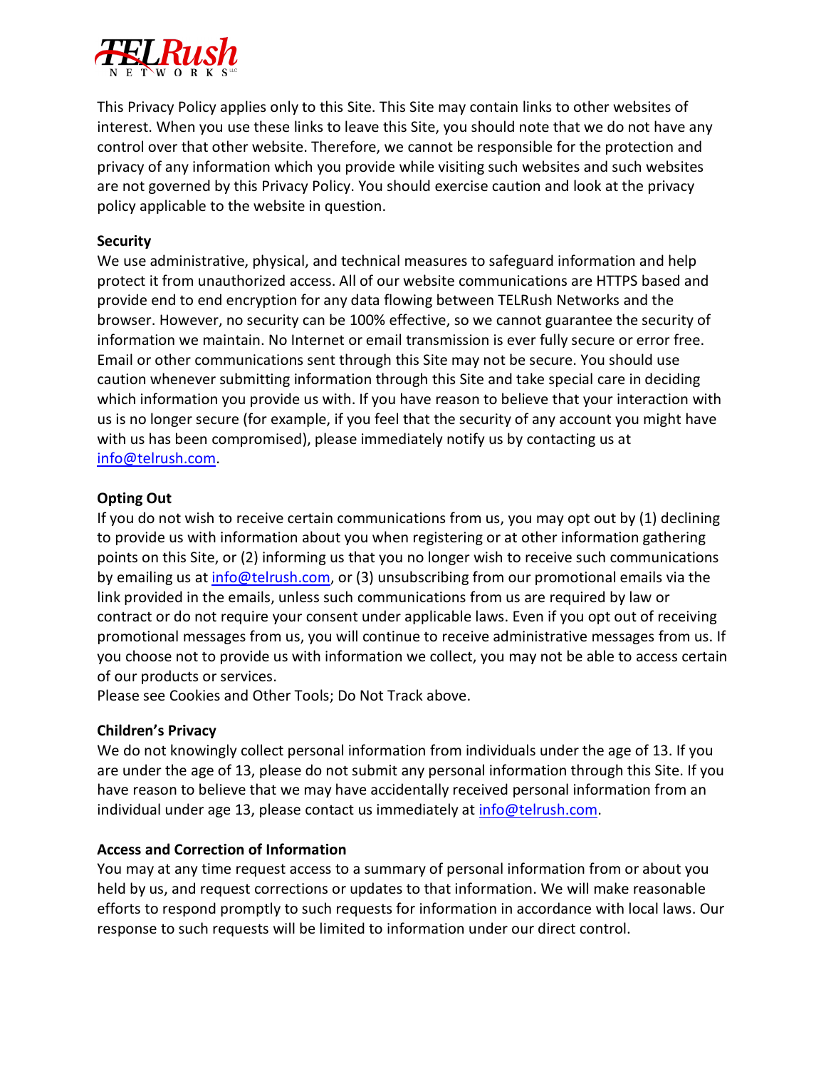This Privacy Policy applies only to this Site. This Site may contain links to other websites of interest. When you use these links to leave this Site, you should note that we do not have any control over that other website. Therefore, we cannot be responsible for the protection and privacy of any information which you provide while visiting such websites and such websites are not governed by this Privacy Policy. You should exercise caution and look at the privacy policy applicable to the website in question.

**Security**
We use administrative, physical, and technical measures to safeguard information and help protect it from unauthorized access. All of our website communications are HTTPS based and provide end to end encryption for any data flowing between TELRush Networks and the browser. However, no security can be 100% effective, so we cannot guarantee the security of information we maintain. No Internet or email transmission is ever fully secure or error free. Email or other communications sent through this Site may not be secure. You should use caution whenever submitting information through this Site and take special care in deciding which information you provide us with. If you have reason to believe that your interaction with us is no longer secure (for example, if you feel that the security of any account you might have with us has been compromised), please immediately notify us by contacting us at info@telrush.com.

**Opting Out**
If you do not wish to receive certain communications from us, you may opt out by (1) declining to provide us with information about you when registering or at other information gathering points on this Site, or (2) informing us that you no longer wish to receive such communications by emailing us at info@telrush.com, or (3) unsubscribing from our promotional emails via the link provided in the emails, unless such communications from us are required by law or contract or do not require your consent under applicable laws. Even if you opt out of receiving promotional messages from us, you will continue to receive administrative messages from us. If you choose not to provide us with information we collect, you may not be able to access certain of our products or services.
Please see Cookies and Other Tools; Do Not Track above.

**Children's Privacy**
We do not knowingly collect personal information from individuals under the age of 13. If you are under the age of 13, please do not submit any personal information through this Site. If you have reason to believe that we may have accidentally received personal information from an individual under age 13, please contact us immediately at info@telrush.com.

**Access and Correction of Information**
You may at any time request access to a summary of personal information from or about you held by us, and request corrections or updates to that information. We will make reasonable efforts to respond promptly to such requests for information in accordance with local laws. Our response to such requests will be limited to information under our direct control.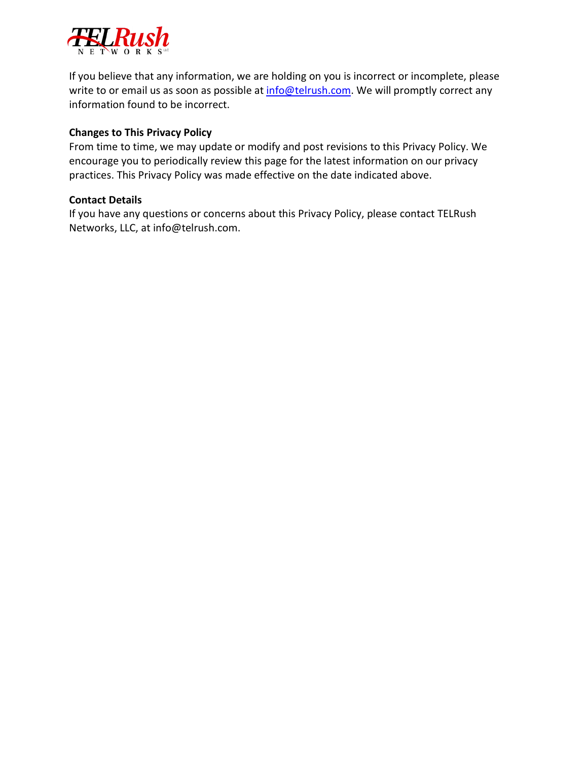If you believe that any information, we are holding on you is incorrect or incomplete, please write to or email us as soon as possible at info@telrush.com. We will promptly correct any information found to be incorrect.

**Changes to This Privacy Policy**

From time to time, we may update or modify and post revisions to this Privacy Policy. We encourage you to periodically review this page for the latest information on our privacy practices. This Privacy Policy was made effective on the date indicated above.

**Contact Details**

If you have any questions or concerns about this Privacy Policy, please contact TELRush Networks, LLC, at info@telrush.com.